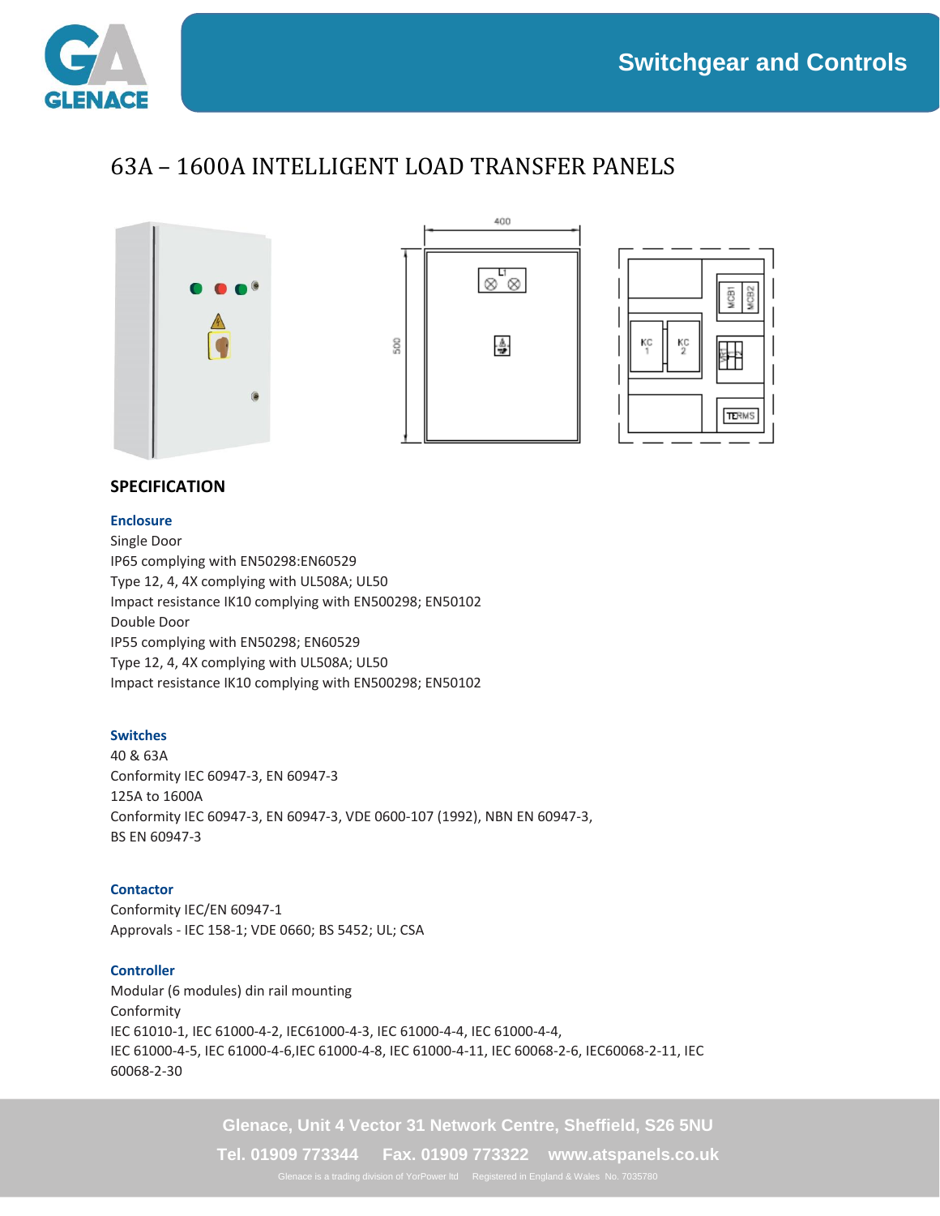# 63A – 1600A INTELLIGENT LOAD TRANSFER PANELS

## SPECIFICATION

### Enclosure

Single Door
IP65 complying with EN50298:EN60529
Type 12, 4, 4X complying with UL508A; UL50
Impact resistance IK10 complying with EN500298; EN50102
Double Door
IP55 complying with EN50298; EN60529
Type 12, 4, 4X complying with UL508A; UL50
Impact resistance IK10 complying with EN500298; EN50102

### Switches

40 & 63A
Conformity IEC 60947-3, EN 60947-3
125A to 1600A
Conformity IEC 60947-3, EN 60947-3, VDE 0600-107 (1992), NBN EN 60947-3, BS EN 60947-3

### Contactor

Conformity IEC/EN 60947-1
Approvals - IEC 158-1; VDE 0660; BS 5452; UL; CSA

### Controller

Modular (6 modules) din rail mounting
Conformity
IEC 61010-1, IEC 61000-4-2, IEC61000-4-3, IEC 61000-4-4, IEC 61000-4-4,
IEC 61000-4-5, IEC 61000-4-6,IEC 61000-4-8, IEC 61000-4-11, IEC 60068-2-6, IEC60068-2-11, IEC 60068-2-30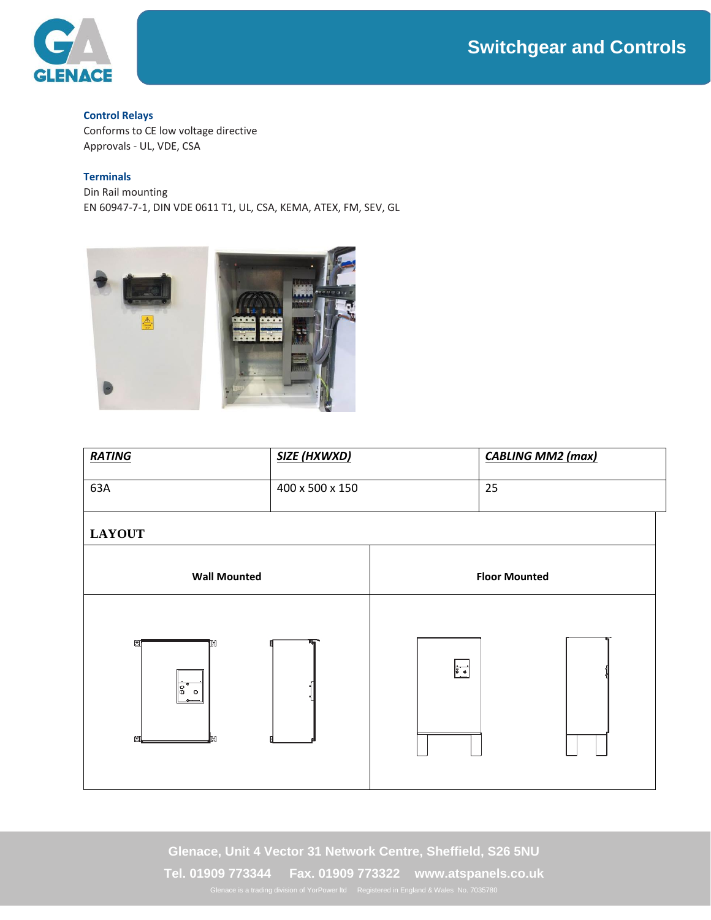**Control Relays**

Conforms to CE low voltage directive

Approvals - UL, VDE, CSA

**Terminals**

Din Rail mounting

EN 60947-7-1, DIN VDE 0611 T1, UL, CSA, KEMA, ATEX, FM, SEV, GL

| ***RATING*** | ***SIZE (HXWXD)*** | ***CABLING MM2 (max)*** |
|---|---|---|
| 63A | 400 x 500 x 150 | 25 |

**LAYOUT**

| **Wall Mounted** | **Floor Mounted** |
|---|---|
| | |